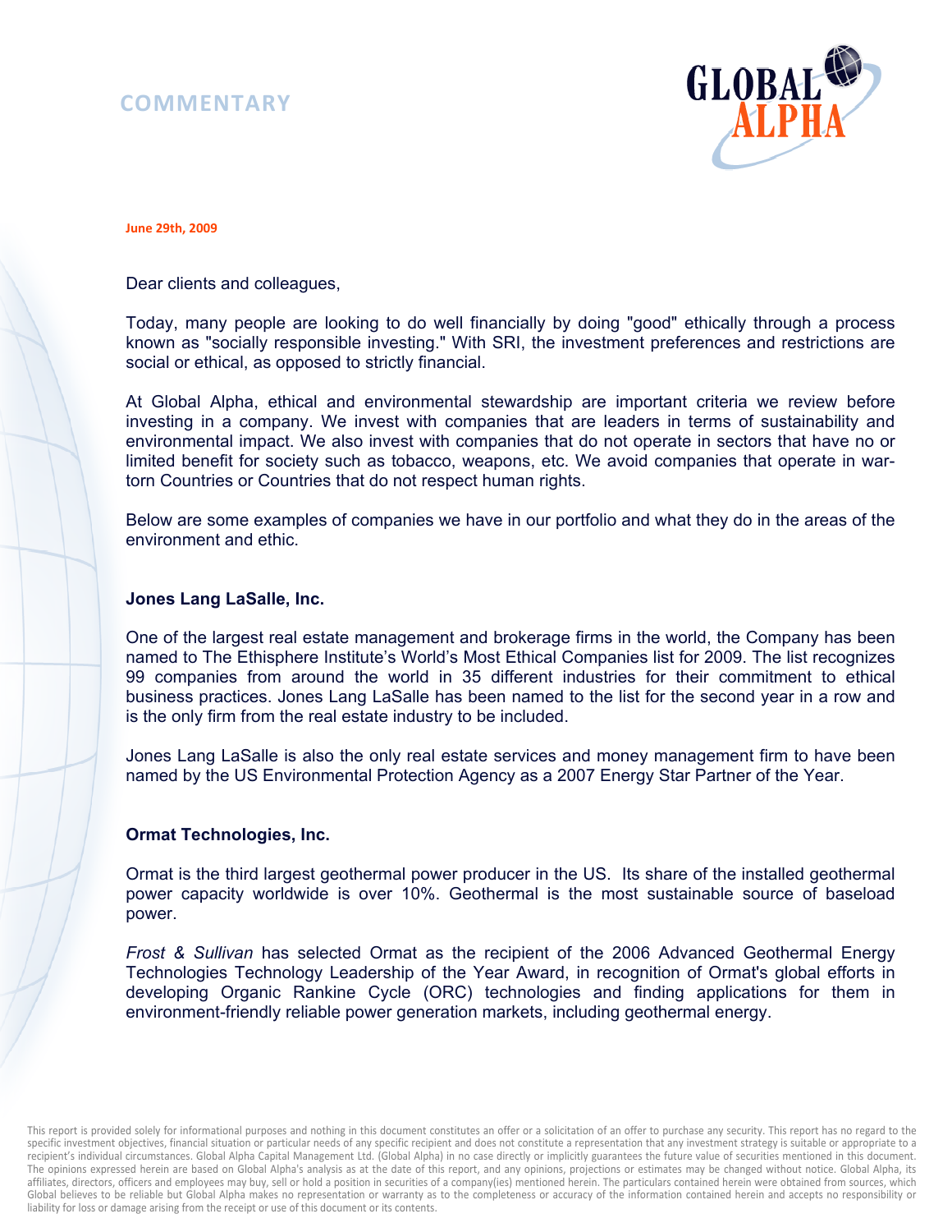# COMMENTARY

**June 29th, 2009**

Dear clients and colleagues,

Today, many people are looking to do well financially by doing "good" ethically through a process known as "socially responsible investing." With SRI, the investment preferences and restrictions are social or ethical, as opposed to strictly financial.

At Global Alpha, ethical and environmental stewardship are important criteria we review before investing in a company. We invest with companies that are leaders in terms of sustainability and environmental impact. We also invest with companies that do not operate in sectors that have no or limited benefit for society such as tobacco, weapons, etc. We avoid companies that operate in war-torn Countries or Countries that do not respect human rights.

Below are some examples of companies we have in our portfolio and what they do in the areas of the environment and ethic.

### Jones Lang LaSalle, Inc.

One of the largest real estate management and brokerage firms in the world, the Company has been named to The Ethisphere Institute's World's Most Ethical Companies list for 2009. The list recognizes 99 companies from around the world in 35 different industries for their commitment to ethical business practices. Jones Lang LaSalle has been named to the list for the second year in a row and is the only firm from the real estate industry to be included.

Jones Lang LaSalle is also the only real estate services and money management firm to have been named by the US Environmental Protection Agency as a 2007 Energy Star Partner of the Year.

### Ormat Technologies, Inc.

Ormat is the third largest geothermal power producer in the US. Its share of the installed geothermal power capacity worldwide is over 10%. Geothermal is the most sustainable source of baseload power.

*Frost & Sullivan* has selected Ormat as the recipient of the 2006 Advanced Geothermal Energy Technologies Technology Leadership of the Year Award, in recognition of Ormat's global efforts in developing Organic Rankine Cycle (ORC) technologies and finding applications for them in environment-friendly reliable power generation markets, including geothermal energy.

This report is provided solely for informational purposes and nothing in this document constitutes an offer or a solicitation of an offer to purchase any security. This report has no regard to the specific investment objectives, financial situation or particular needs of any specific recipient and does not constitute a representation that any investment strategy is suitable or appropriate to a recipient's individual circumstances. Global Alpha Capital Management Ltd. (Global Alpha) in no case directly or implicitly guarantees the future value of securities mentioned in this document. The opinions expressed herein are based on Global Alpha's analysis as at the date of this report, and any opinions, projections or estimates may be changed without notice. Global Alpha, its affiliates, directors, officers and employees may buy, sell or hold a position in securities of a company(ies) mentioned herein. The particulars contained herein were obtained from sources, which Global believes to be reliable but Global Alpha makes no representation or warranty as to the completeness or accuracy of the information contained herein and accepts no responsibility or liability for loss or damage arising from the receipt or use of this document or its contents.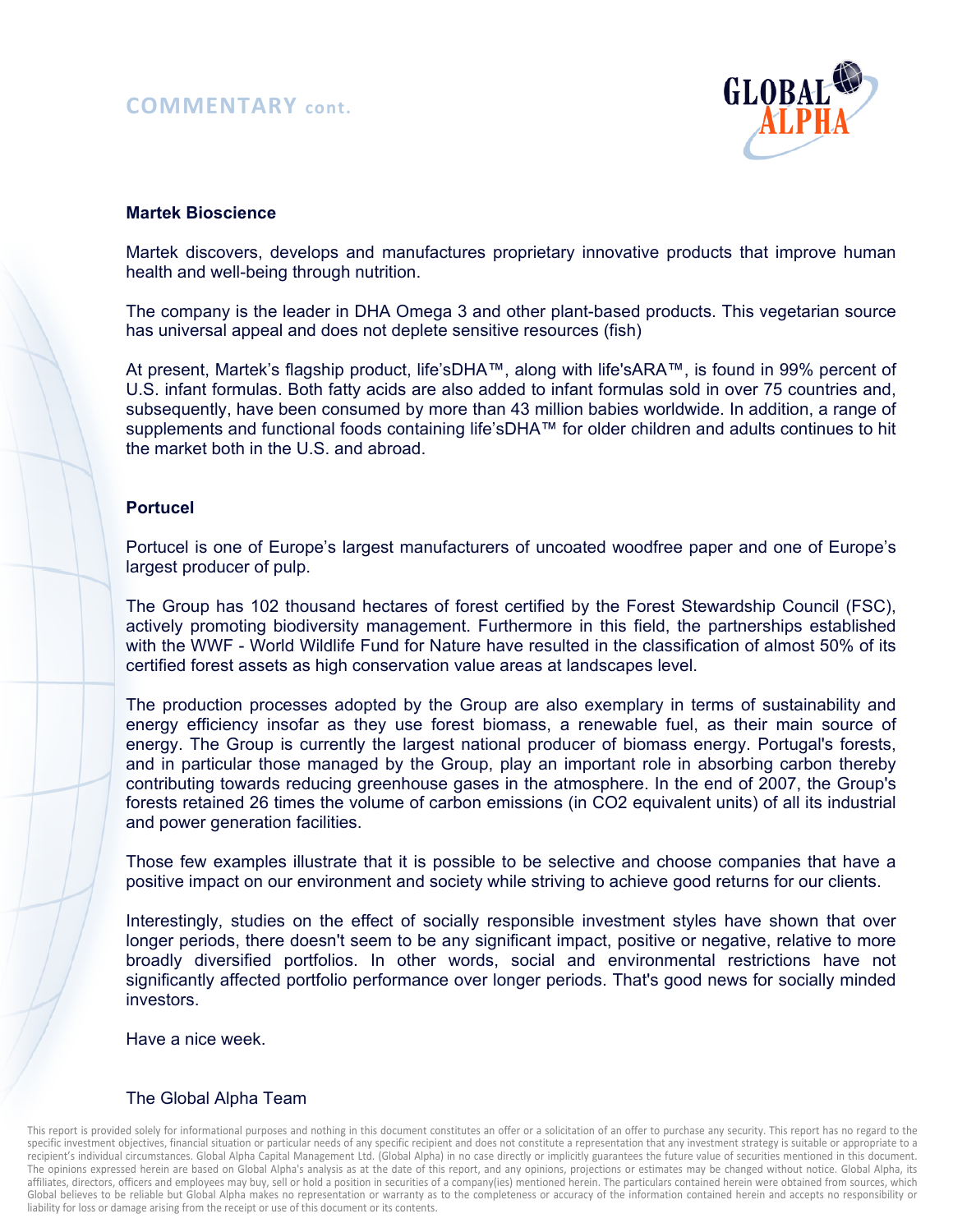## COMMENTARY cont.

**Martek Bioscience**

Martek discovers, develops and manufactures proprietary innovative products that improve human health and well-being through nutrition.

The company is the leader in DHA Omega 3 and other plant-based products. This vegetarian source has universal appeal and does not deplete sensitive resources (fish)

At present, Martek's flagship product, life'sDHA™, along with life'sARA™, is found in 99% percent of U.S. infant formulas. Both fatty acids are also added to infant formulas sold in over 75 countries and, subsequently, have been consumed by more than 43 million babies worldwide. In addition, a range of supplements and functional foods containing life'sDHA™ for older children and adults continues to hit the market both in the U.S. and abroad.

**Portucel**

Portucel is one of Europe's largest manufacturers of uncoated woodfree paper and one of Europe's largest producer of pulp.

The Group has 102 thousand hectares of forest certified by the Forest Stewardship Council (FSC), actively promoting biodiversity management. Furthermore in this field, the partnerships established with the WWF - World Wildlife Fund for Nature have resulted in the classification of almost 50% of its certified forest assets as high conservation value areas at landscapes level.

The production processes adopted by the Group are also exemplary in terms of sustainability and energy efficiency insofar as they use forest biomass, a renewable fuel, as their main source of energy. The Group is currently the largest national producer of biomass energy. Portugal's forests, and in particular those managed by the Group, play an important role in absorbing carbon thereby contributing towards reducing greenhouse gases in the atmosphere. In the end of 2007, the Group's forests retained 26 times the volume of carbon emissions (in $CO_2$ equivalent units) of all its industrial and power generation facilities.

Those few examples illustrate that it is possible to be selective and choose companies that have a positive impact on our environment and society while striving to achieve good returns for our clients.

Interestingly, studies on the effect of socially responsible investment styles have shown that over longer periods, there doesn't seem to be any significant impact, positive or negative, relative to more broadly diversified portfolios. In other words, social and environmental restrictions have not significantly affected portfolio performance over longer periods. That's good news for socially minded investors.

Have a nice week.

The Global Alpha Team

This report is provided solely for informational purposes and nothing in this document constitutes an offer or a solicitation of an offer to purchase any security. This report has no regard to the specific investment objectives, financial situation or particular needs of any specific recipient and does not constitute a representation that any investment strategy is suitable or appropriate to a recipient's individual circumstances. Global Alpha Capital Management Ltd. (Global Alpha) in no case directly or implicitly guarantees the future value of securities mentioned in this document. The opinions expressed herein are based on Global Alpha's analysis as at the date of this report, and any opinions, projections or estimates may be changed without notice. Global Alpha, its affiliates, directors, officers and employees may buy, sell or hold a position in securities of a company(ies) mentioned herein. The particulars contained herein were obtained from sources, which Global believes to be reliable but Global Alpha makes no representation or warranty as to the completeness or accuracy of the information contained herein and accepts no responsibility or liability for loss or damage arising from the receipt or use of this document or its contents.